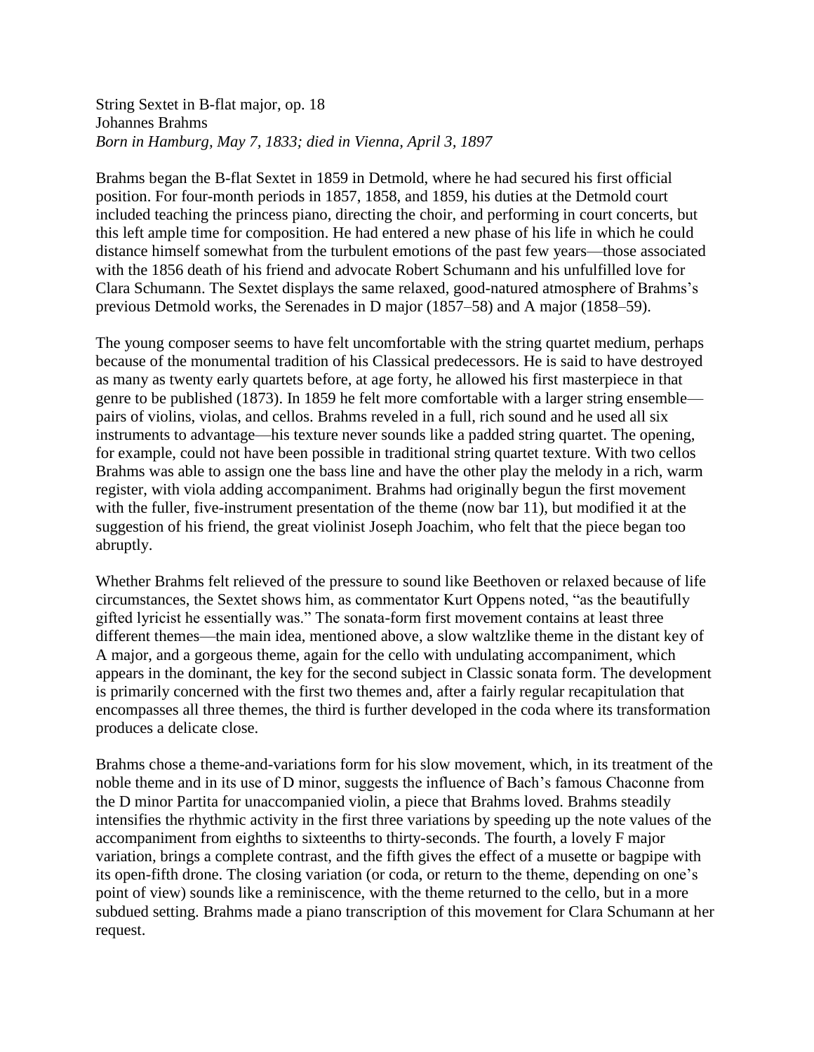String Sextet in B-flat major, op. 18
Johannes Brahms
*Born in Hamburg, May 7, 1833; died in Vienna, April 3, 1897*

Brahms began the B-flat Sextet in 1859 in Detmold, where he had secured his first official position. For four-month periods in 1857, 1858, and 1859, his duties at the Detmold court included teaching the princess piano, directing the choir, and performing in court concerts, but this left ample time for composition. He had entered a new phase of his life in which he could distance himself somewhat from the turbulent emotions of the past few years—those associated with the 1856 death of his friend and advocate Robert Schumann and his unfulfilled love for Clara Schumann. The Sextet displays the same relaxed, good-natured atmosphere of Brahms's previous Detmold works, the Serenades in D major (1857–58) and A major (1858–59).

The young composer seems to have felt uncomfortable with the string quartet medium, perhaps because of the monumental tradition of his Classical predecessors. He is said to have destroyed as many as twenty early quartets before, at age forty, he allowed his first masterpiece in that genre to be published (1873). In 1859 he felt more comfortable with a larger string ensemble—pairs of violins, violas, and cellos. Brahms reveled in a full, rich sound and he used all six instruments to advantage—his texture never sounds like a padded string quartet. The opening, for example, could not have been possible in traditional string quartet texture. With two cellos Brahms was able to assign one the bass line and have the other play the melody in a rich, warm register, with viola adding accompaniment. Brahms had originally begun the first movement with the fuller, five-instrument presentation of the theme (now bar 11), but modified it at the suggestion of his friend, the great violinist Joseph Joachim, who felt that the piece began too abruptly.

Whether Brahms felt relieved of the pressure to sound like Beethoven or relaxed because of life circumstances, the Sextet shows him, as commentator Kurt Oppens noted, "as the beautifully gifted lyricist he essentially was." The sonata-form first movement contains at least three different themes—the main idea, mentioned above, a slow waltzlike theme in the distant key of A major, and a gorgeous theme, again for the cello with undulating accompaniment, which appears in the dominant, the key for the second subject in Classic sonata form. The development is primarily concerned with the first two themes and, after a fairly regular recapitulation that encompasses all three themes, the third is further developed in the coda where its transformation produces a delicate close.

Brahms chose a theme-and-variations form for his slow movement, which, in its treatment of the noble theme and in its use of D minor, suggests the influence of Bach's famous Chaconne from the D minor Partita for unaccompanied violin, a piece that Brahms loved. Brahms steadily intensifies the rhythmic activity in the first three variations by speeding up the note values of the accompaniment from eighths to sixteenths to thirty-seconds. The fourth, a lovely F major variation, brings a complete contrast, and the fifth gives the effect of a musette or bagpipe with its open-fifth drone. The closing variation (or coda, or return to the theme, depending on one's point of view) sounds like a reminiscence, with the theme returned to the cello, but in a more subdued setting. Brahms made a piano transcription of this movement for Clara Schumann at her request.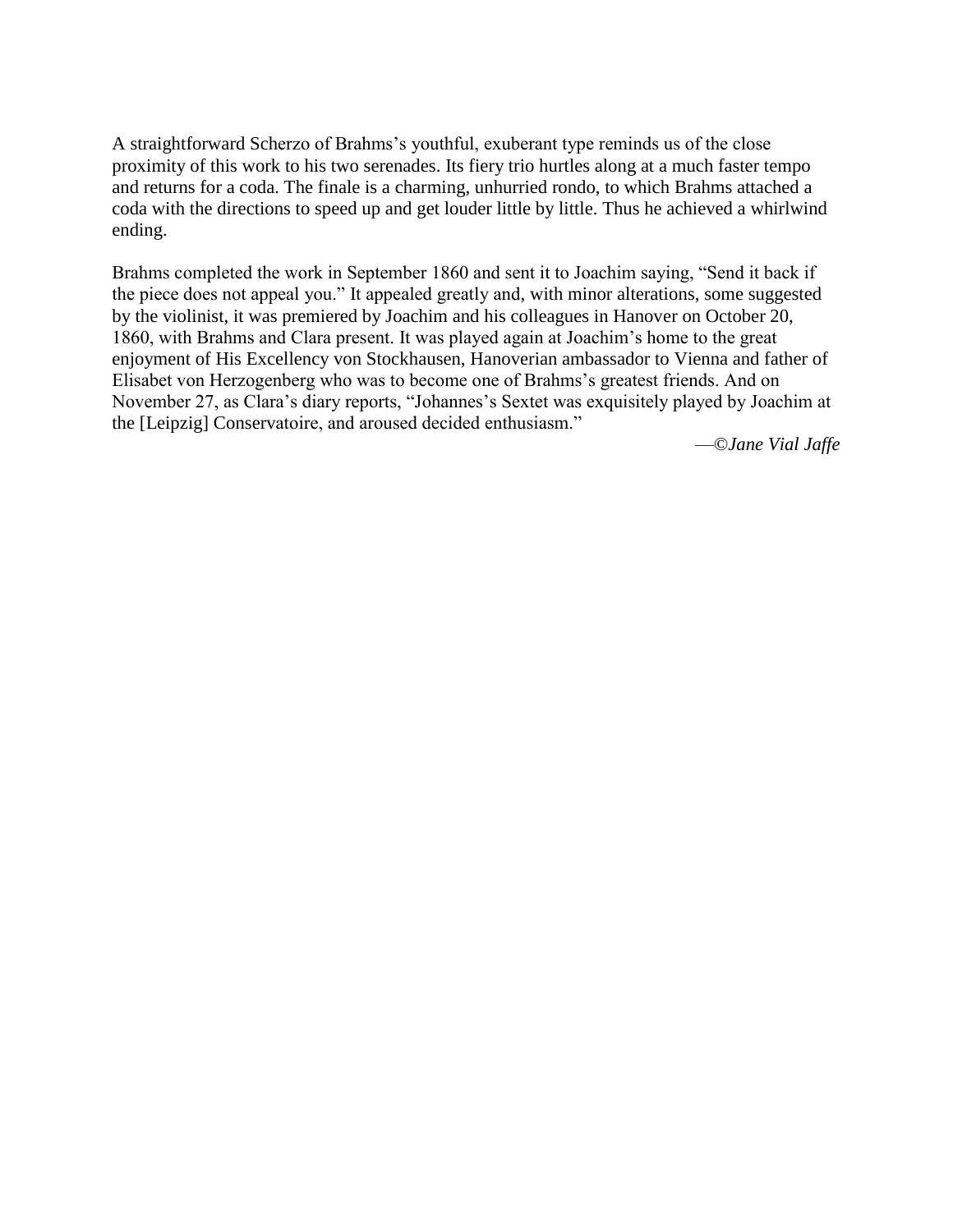A straightforward Scherzo of Brahms's youthful, exuberant type reminds us of the close proximity of this work to his two serenades. Its fiery trio hurtles along at a much faster tempo and returns for a coda. The finale is a charming, unhurried rondo, to which Brahms attached a coda with the directions to speed up and get louder little by little. Thus he achieved a whirlwind ending.

Brahms completed the work in September 1860 and sent it to Joachim saying, "Send it back if the piece does not appeal you." It appealed greatly and, with minor alterations, some suggested by the violinist, it was premiered by Joachim and his colleagues in Hanover on October 20, 1860, with Brahms and Clara present. It was played again at Joachim's home to the great enjoyment of His Excellency von Stockhausen, Hanoverian ambassador to Vienna and father of Elisabet von Herzogenberg who was to become one of Brahms's greatest friends. And on November 27, as Clara's diary reports, "Johannes's Sextet was exquisitely played by Joachim at the [Leipzig] Conservatoire, and aroused decided enthusiasm."

—©*Jane Vial Jaffe*